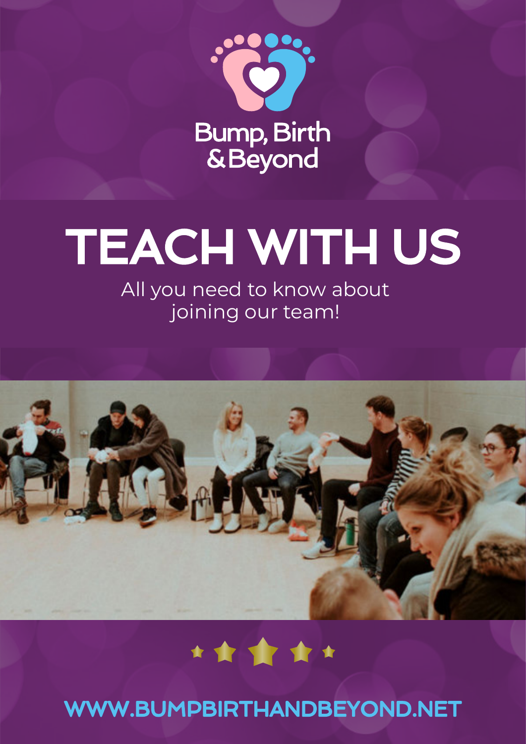Bump, Birth & Beyond

# TEACH WITH US

All you need to know about joining our team!

WWW.BUMPBIRTHANDBEYOND.NET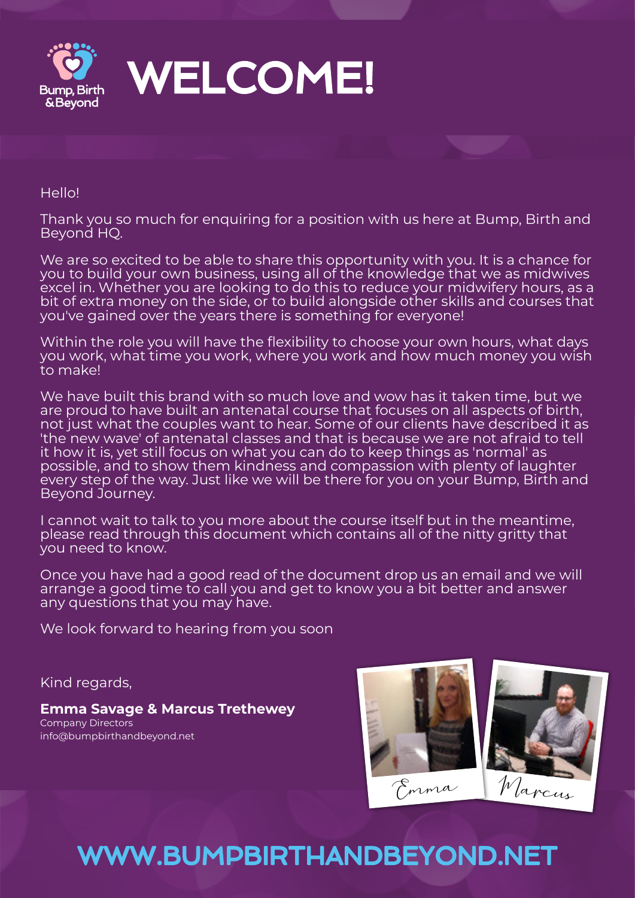# WELCOME!

Hello!

Thank you so much for enquiring for a position with us here at Bump, Birth and Beyond HQ.

We are so excited to be able to share this opportunity with you. It is a chance for you to build your own business, using all of the knowledge that we as midwives excel in. Whether you are looking to do this to reduce your midwifery hours, as a bit of extra money on the side, or to build alongside other skills and courses that you've gained over the years there is something for everyone!

Within the role you will have the flexibility to choose your own hours, what days you work, what time you work, where you work and how much money you wish to make!

We have built this brand with so much love and wow has it taken time, but we are proud to have built an antenatal course that focuses on all aspects of birth, not just what the couples want to hear. Some of our clients have described it as 'the new wave' of antenatal classes and that is because we are not afraid to tell it how it is, yet still focus on what you can do to keep things as 'normal' as possible, and to show them kindness and compassion with plenty of laughter every step of the way. Just like we will be there for you on your Bump, Birth and Beyond Journey.

I cannot wait to talk to you more about the course itself but in the meantime, please read through this document which contains all of the nitty gritty that you need to know.

Once you have had a good read of the document drop us an email and we will arrange a good time to call you and get to know you a bit better and answer any questions that you may have.

We look forward to hearing from you soon

Kind regards,

**Emma Savage & Marcus Trethewey**
Company Directors
info@bumpbirthandbeyond.net

Emma Marcus

WWW.BUMPBIRTHANDBEYOND.NET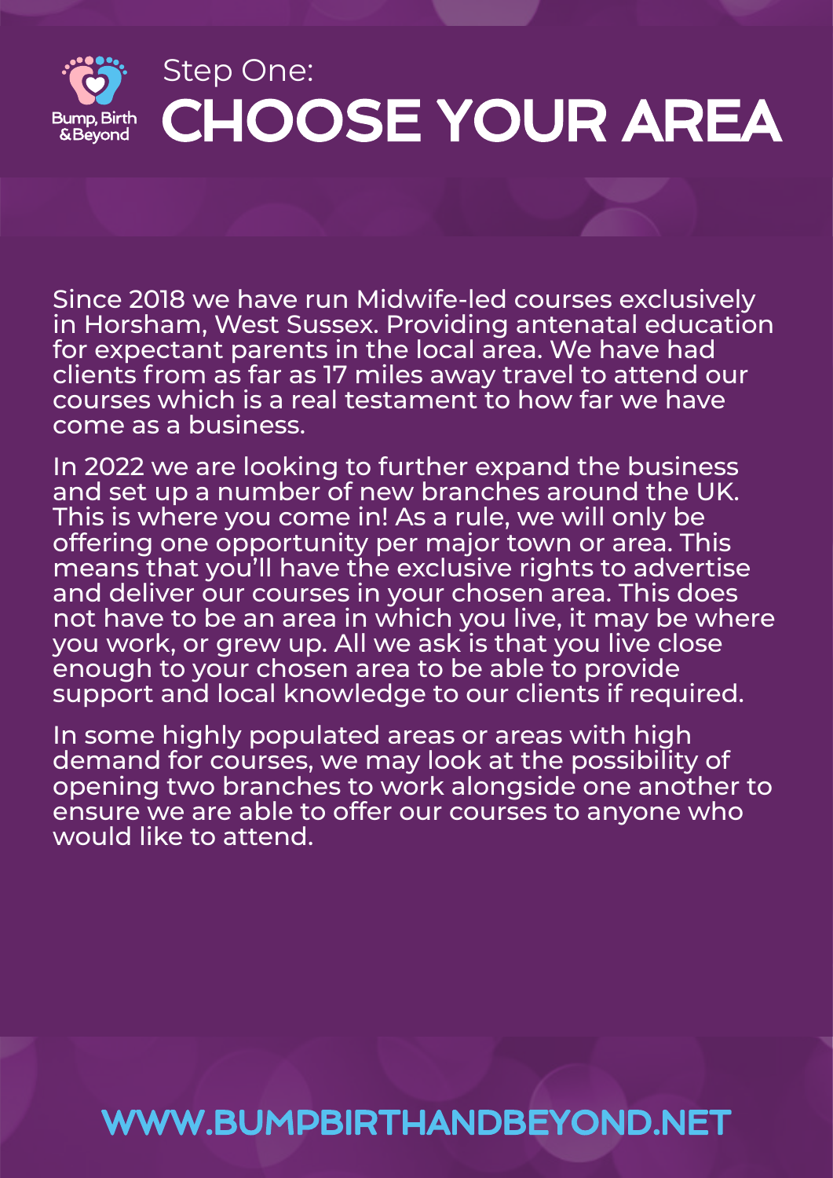Bump, Birth & Beyond

# Step One: CHOOSE YOUR AREA

Since 2018 we have run Midwife-led courses exclusively in Horsham, West Sussex. Providing antenatal education for expectant parents in the local area. We have had clients from as far as 17 miles away travel to attend our courses which is a real testament to how far we have come as a business.

In 2022 we are looking to further expand the business and set up a number of new branches around the UK. This is where you come in! As a rule, we will only be offering one opportunity per major town or area. This means that you'll have the exclusive rights to advertise and deliver our courses in your chosen area. This does not have to be an area in which you live, it may be where you work, or grew up. All we ask is that you live close enough to your chosen area to be able to provide support and local knowledge to our clients if required.

In some highly populated areas or areas with high demand for courses, we may look at the possibility of opening two branches to work alongside one another to ensure we are able to offer our courses to anyone who would like to attend.

WWW.BUMPBIRTHANDBEYOND.NET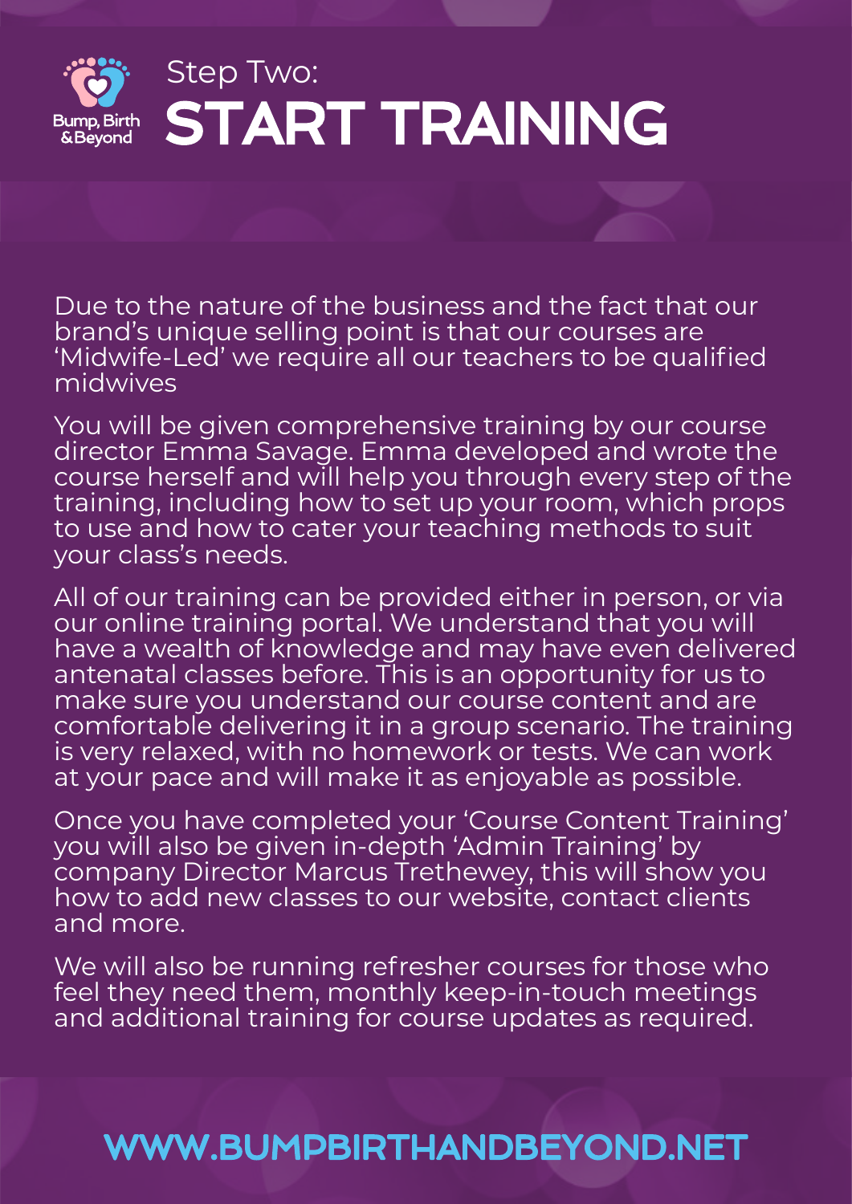Bump, Birth & Beyond

# Step Two: START TRAINING

Due to the nature of the business and the fact that our brand's unique selling point is that our courses are 'Midwife-Led' we require all our teachers to be qualified midwives

You will be given comprehensive training by our course director Emma Savage. Emma developed and wrote the course herself and will help you through every step of the training, including how to set up your room, which props to use and how to cater your teaching methods to suit your class's needs.

All of our training can be provided either in person, or via our online training portal. We understand that you will have a wealth of knowledge and may have even delivered antenatal classes before. This is an opportunity for us to make sure you understand our course content and are comfortable delivering it in a group scenario. The training is very relaxed, with no homework or tests. We can work at your pace and will make it as enjoyable as possible.

Once you have completed your 'Course Content Training' you will also be given in-depth 'Admin Training' by company Director Marcus Trethewey, this will show you how to add new classes to our website, contact clients and more.

We will also be running refresher courses for those who feel they need them, monthly keep-in-touch meetings and additional training for course updates as required.

WWW.BUMPBIRTHANDBEYOND.NET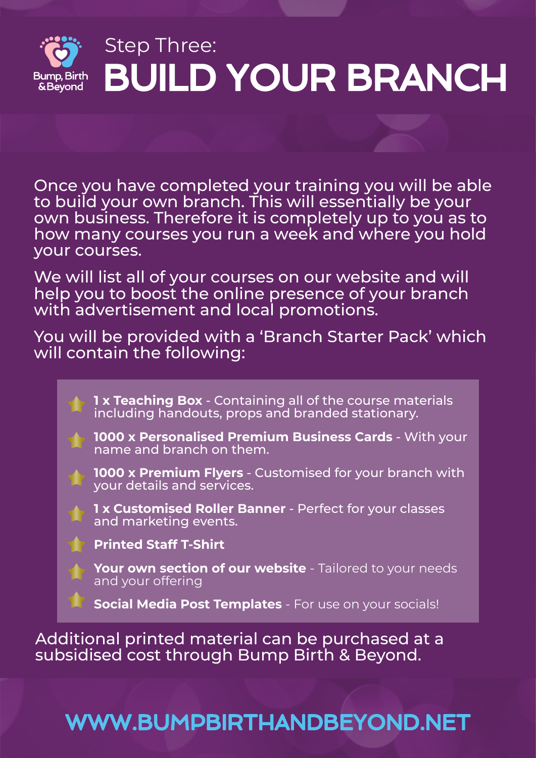Bump, Birth & Beyond

Step Three:

# BUILD YOUR BRANCH

Once you have completed your training you will be able to build your own branch. This will essentially be your own business. Therefore it is completely up to you as to how many courses you run a week and where you hold your courses.

We will list all of your courses on our website and will help you to boost the online presence of your branch with advertisement and local promotions.

You will be provided with a 'Branch Starter Pack' which will contain the following:

- **1 x Teaching Box** - Containing all of the course materials including handouts, props and branded stationary.
- **1000 x Personalised Premium Business Cards** - With your name and branch on them.
- **1000 x Premium Flyers** - Customised for your branch with your details and services.
- **1 x Customised Roller Banner** - Perfect for your classes and marketing events.
- **Printed Staff T-Shirt**
- **Your own section of our website** - Tailored to your needs and your offering
- **Social Media Post Templates** - For use on your socials!

Additional printed material can be purchased at a subsidised cost through Bump Birth & Beyond.

WWW.BUMPBIRTHANDBEYOND.NET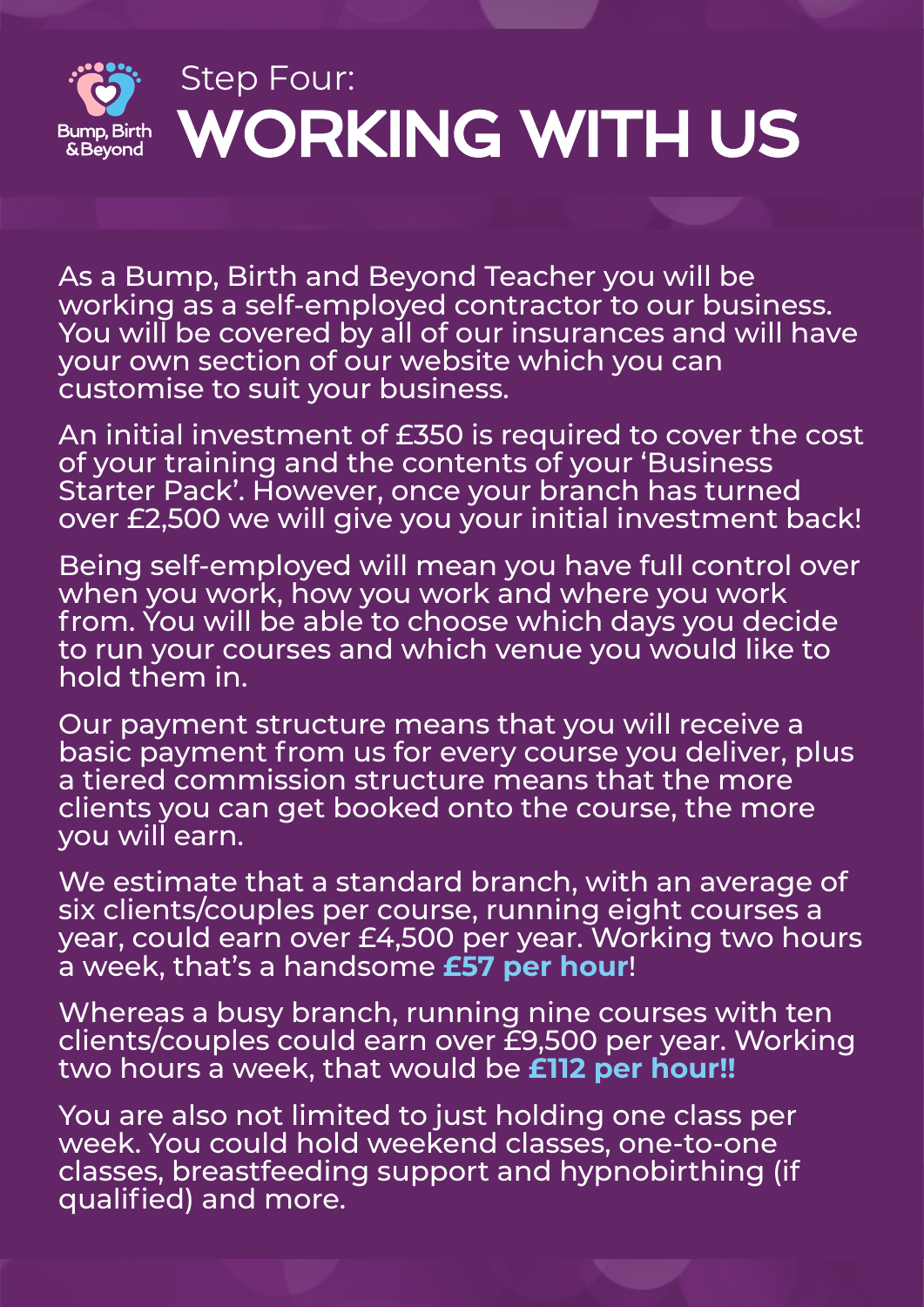Bump, Birth & Beyond

Step Four:

# WORKING WITH US

As a Bump, Birth and Beyond Teacher you will be working as a self-employed contractor to our business. You will be covered by all of our insurances and will have your own section of our website which you can customise to suit your business.

An initial investment of £350 is required to cover the cost of your training and the contents of your 'Business Starter Pack'. However, once your branch has turned over £2,500 we will give you your initial investment back!

Being self-employed will mean you have full control over when you work, how you work and where you work from. You will be able to choose which days you decide to run your courses and which venue you would like to hold them in.

Our payment structure means that you will receive a basic payment from us for every course you deliver, plus a tiered commission structure means that the more clients you can get booked onto the course, the more you will earn.

We estimate that a standard branch, with an average of six clients/couples per course, running eight courses a year, could earn over £4,500 per year. Working two hours a week, that's a handsome **£57 per hour**!

Whereas a busy branch, running nine courses with ten clients/couples could earn over £9,500 per year. Working two hours a week, that would be **£112 per hour!!**

You are also not limited to just holding one class per week. You could hold weekend classes, one-to-one classes, breastfeeding support and hypnobirthing (if qualified) and more.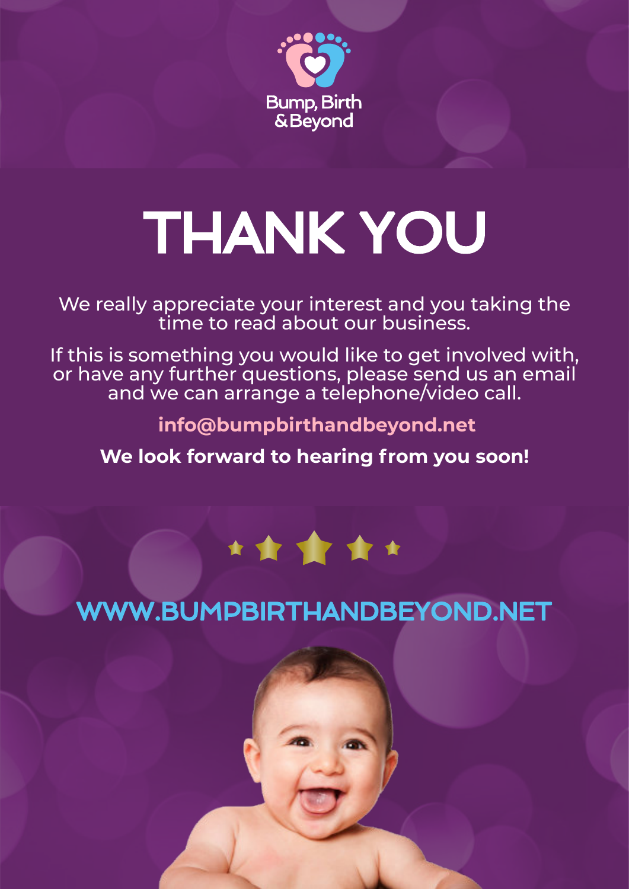Bump, Birth & Beyond

# THANK YOU

We really appreciate your interest and you taking the time to read about our business.

If this is something you would like to get involved with, or have any further questions, please send us an email and we can arrange a telephone/video call.

**info@bumpbirthandbeyond.net**

**We look forward to hearing from you soon!**

WWW.BUMPBIRTHANDBEYOND.NET